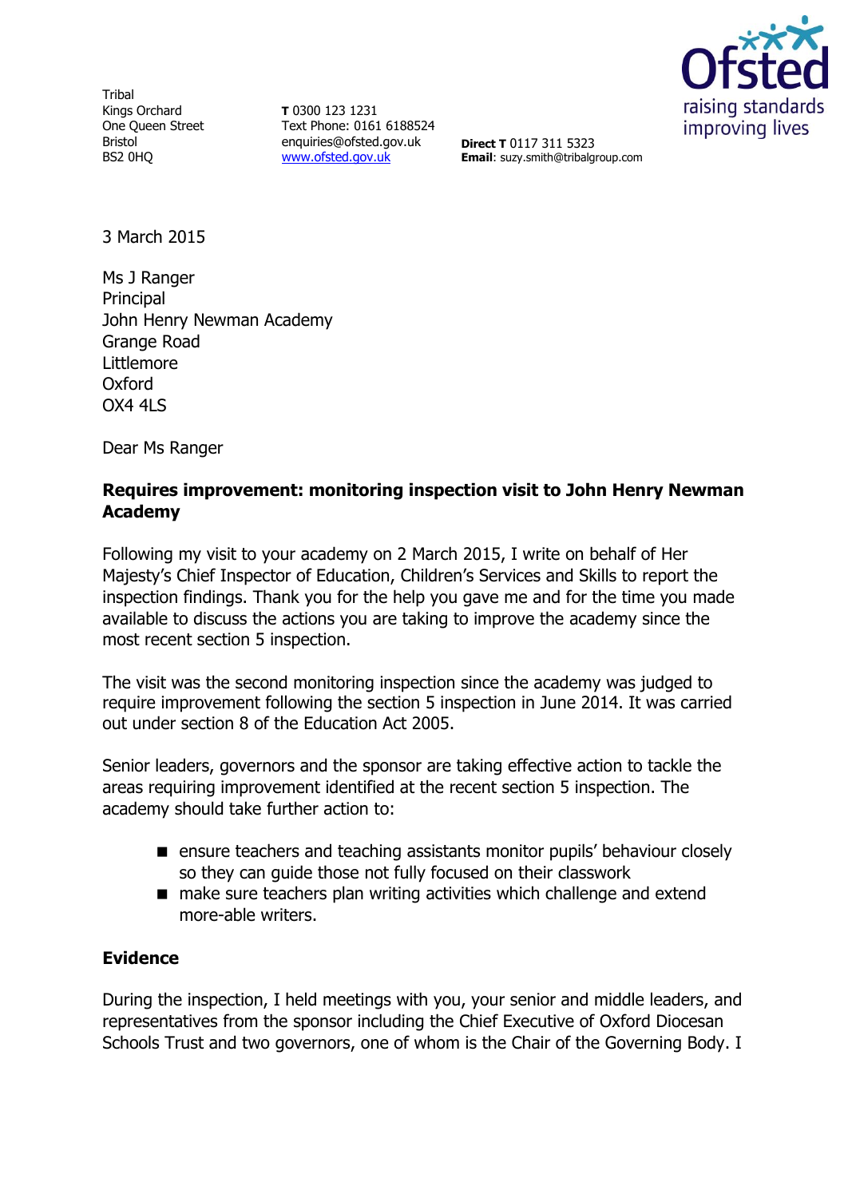Tribal
Kings Orchard
One Queen Street
Bristol
BS2 0HQ

**T** 0300 123 1231
Text Phone: 0161 6188524
enquiries@ofsted.gov.uk
www.ofsted.gov.uk

**Direct T** 0117 311 5323
**Email**: suzy.smith@tribalgroup.com

3 March 2015

Ms J Ranger
Principal
John Henry Newman Academy
Grange Road
Littlemore
Oxford
OX4 4LS

Dear Ms Ranger

**Requires improvement: monitoring inspection visit to John Henry Newman Academy**

Following my visit to your academy on 2 March 2015, I write on behalf of Her Majesty's Chief Inspector of Education, Children's Services and Skills to report the inspection findings. Thank you for the help you gave me and for the time you made available to discuss the actions you are taking to improve the academy since the most recent section 5 inspection.

The visit was the second monitoring inspection since the academy was judged to require improvement following the section 5 inspection in June 2014. It was carried out under section 8 of the Education Act 2005.

Senior leaders, governors and the sponsor are taking effective action to tackle the areas requiring improvement identified at the recent section 5 inspection. The academy should take further action to:

- ensure teachers and teaching assistants monitor pupils' behaviour closely so they can guide those not fully focused on their classwork
- make sure teachers plan writing activities which challenge and extend more-able writers.

**Evidence**

During the inspection, I held meetings with you, your senior and middle leaders, and representatives from the sponsor including the Chief Executive of Oxford Diocesan Schools Trust and two governors, one of whom is the Chair of the Governing Body. I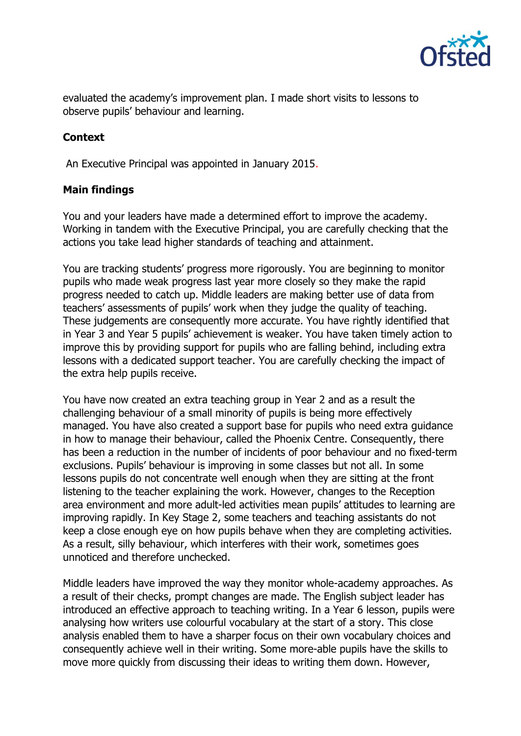evaluated the academy's improvement plan. I made short visits to lessons to observe pupils' behaviour and learning.

**Context**

An Executive Principal was appointed in January 2015.

**Main findings**

You and your leaders have made a determined effort to improve the academy. Working in tandem with the Executive Principal, you are carefully checking that the actions you take lead higher standards of teaching and attainment.

You are tracking students' progress more rigorously. You are beginning to monitor pupils who made weak progress last year more closely so they make the rapid progress needed to catch up. Middle leaders are making better use of data from teachers' assessments of pupils' work when they judge the quality of teaching. These judgements are consequently more accurate. You have rightly identified that in Year 3 and Year 5 pupils' achievement is weaker. You have taken timely action to improve this by providing support for pupils who are falling behind, including extra lessons with a dedicated support teacher. You are carefully checking the impact of the extra help pupils receive.

You have now created an extra teaching group in Year 2 and as a result the challenging behaviour of a small minority of pupils is being more effectively managed. You have also created a support base for pupils who need extra guidance in how to manage their behaviour, called the Phoenix Centre. Consequently, there has been a reduction in the number of incidents of poor behaviour and no fixed-term exclusions. Pupils' behaviour is improving in some classes but not all. In some lessons pupils do not concentrate well enough when they are sitting at the front listening to the teacher explaining the work. However, changes to the Reception area environment and more adult-led activities mean pupils' attitudes to learning are improving rapidly. In Key Stage 2, some teachers and teaching assistants do not keep a close enough eye on how pupils behave when they are completing activities. As a result, silly behaviour, which interferes with their work, sometimes goes unnoticed and therefore unchecked.

Middle leaders have improved the way they monitor whole-academy approaches. As a result of their checks, prompt changes are made. The English subject leader has introduced an effective approach to teaching writing. In a Year 6 lesson, pupils were analysing how writers use colourful vocabulary at the start of a story. This close analysis enabled them to have a sharper focus on their own vocabulary choices and consequently achieve well in their writing. Some more-able pupils have the skills to move more quickly from discussing their ideas to writing them down. However,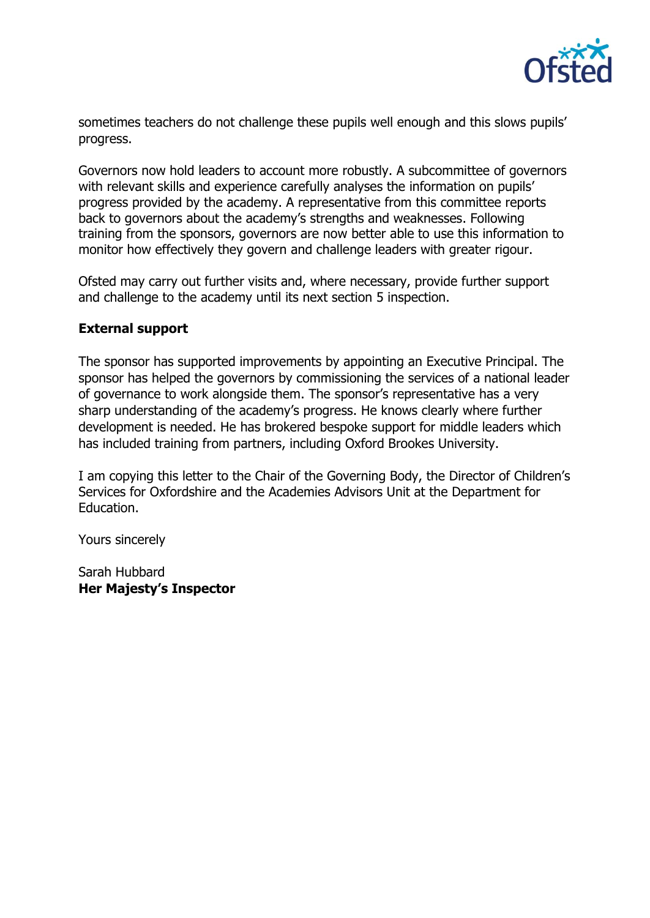sometimes teachers do not challenge these pupils well enough and this slows pupils' progress.

Governors now hold leaders to account more robustly. A subcommittee of governors with relevant skills and experience carefully analyses the information on pupils' progress provided by the academy. A representative from this committee reports back to governors about the academy's strengths and weaknesses. Following training from the sponsors, governors are now better able to use this information to monitor how effectively they govern and challenge leaders with greater rigour.

Ofsted may carry out further visits and, where necessary, provide further support and challenge to the academy until its next section 5 inspection.

**External support**

The sponsor has supported improvements by appointing an Executive Principal. The sponsor has helped the governors by commissioning the services of a national leader of governance to work alongside them. The sponsor's representative has a very sharp understanding of the academy's progress. He knows clearly where further development is needed. He has brokered bespoke support for middle leaders which has included training from partners, including Oxford Brookes University.

I am copying this letter to the Chair of the Governing Body, the Director of Children's Services for Oxfordshire and the Academies Advisors Unit at the Department for Education.

Yours sincerely

Sarah Hubbard
**Her Majesty's Inspector**